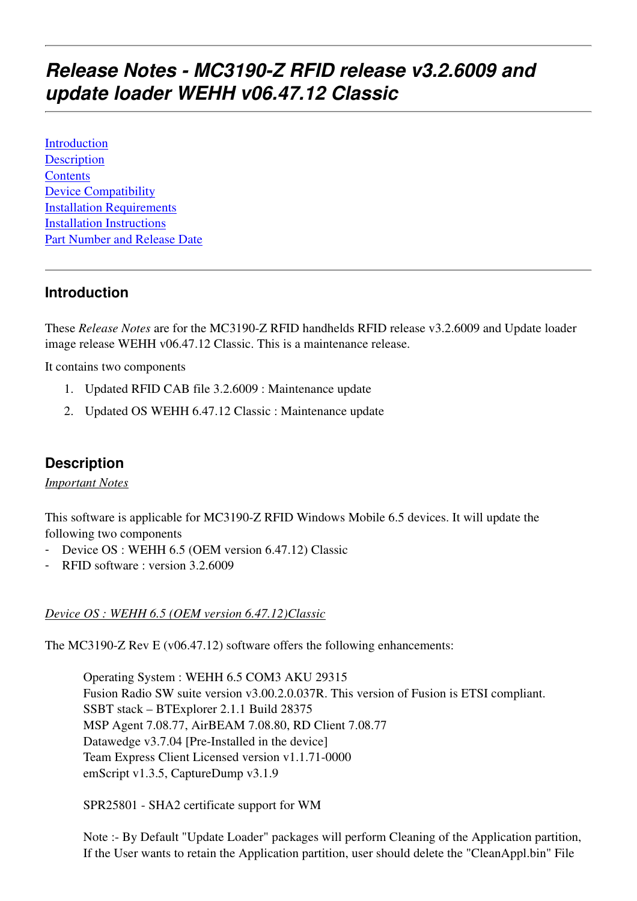# *Release Notes - MC3190-Z RFID release v3.2.6009 and update loader WEHH v06.47.12 Classic*

[Introduction](#introduction)
[Description](#description)
[Contents](#contents)
[Device Compatibility](#device-compatibility)
[Installation Requirements](#installation-requirements)
[Installation Instructions](#installation-instructions)
[Part Number and Release Date](#part-number-and-release-date)

---

## Introduction

These *Release Notes* are for the MC3190-Z RFID handhelds RFID release v3.2.6009 and Update loader image release WEHH v06.47.12 Classic. This is a maintenance release.

It contains two components

1. Updated RFID CAB file 3.2.6009 : Maintenance update
2. Updated OS WEHH 6.47.12 Classic : Maintenance update

## Description

*Important Notes*

This software is applicable for MC3190-Z RFID Windows Mobile 6.5 devices. It will update the following two components

- Device OS : WEHH 6.5 (OEM version 6.47.12) Classic
- RFID software : version 3.2.6009

*Device OS : WEHH 6.5 (OEM version 6.47.12)Classic*

The MC3190-Z Rev E (v06.47.12) software offers the following enhancements:

Operating System : WEHH 6.5 COM3 AKU 29315
Fusion Radio SW suite version v3.00.2.0.037R. This version of Fusion is ETSI compliant.
SSBT stack – BTExplorer 2.1.1 Build 28375
MSP Agent 7.08.77, AirBEAM 7.08.80, RD Client 7.08.77
Datawedge v3.7.04 [Pre-Installed in the device]
Team Express Client Licensed version v1.1.71-0000
emScript v1.3.5, CaptureDump v3.1.9

SPR25801 - SHA2 certificate support for WM

Note :- By Default "Update Loader" packages will perform Cleaning of the Application partition, If the User wants to retain the Application partition, user should delete the "CleanAppl.bin" File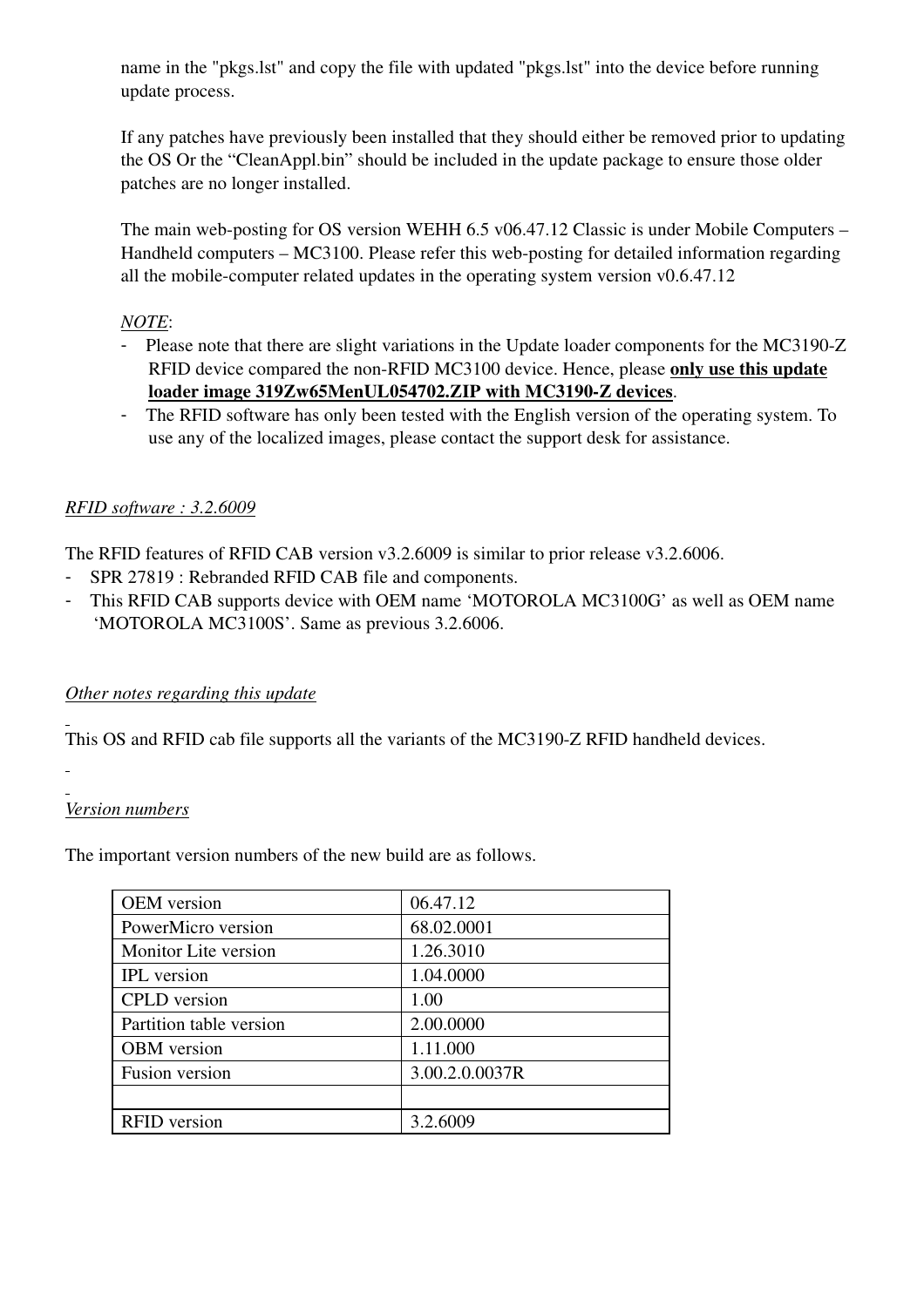name in the "pkgs.lst" and copy the file with updated "pkgs.lst" into the device before running update process.

If any patches have previously been installed that they should either be removed prior to updating the OS Or the “CleanAppl.bin” should be included in the update package to ensure those older patches are no longer installed.

The main web-posting for OS version WEHH 6.5 v06.47.12 Classic is under Mobile Computers – Handheld computers – MC3100. Please refer this web-posting for detailed information regarding all the mobile-computer related updates in the operating system version v0.6.47.12

*NOTE*:

- Please note that there are slight variations in the Update loader components for the MC3190-Z RFID device compared the non-RFID MC3100 device. Hence, please **only use this update loader image 319Zw65MenUL054702.ZIP with MC3190-Z devices**.
- The RFID software has only been tested with the English version of the operating system. To use any of the localized images, please contact the support desk for assistance.

*RFID software : 3.2.6009*

The RFID features of RFID CAB version v3.2.6009 is similar to prior release v3.2.6006.

- SPR 27819 : Rebranded RFID CAB file and components.
- This RFID CAB supports device with OEM name ‘MOTOROLA MC3100G’ as well as OEM name ‘MOTOROLA MC3100S’. Same as previous 3.2.6006.

*Other notes regarding this update*

This OS and RFID cab file supports all the variants of the MC3190-Z RFID handheld devices.

*Version numbers*

The important version numbers of the new build are as follows.

| | |
|---|---|
| OEM version | 06.47.12 |
| PowerMicro version | 68.02.0001 |
| Monitor Lite version | 1.26.3010 |
| IPL version | 1.04.0000 |
| CPLD version | 1.00 |
| Partition table version | 2.00.0000 |
| OBM version | 1.11.000 |
| Fusion version | 3.00.2.0.0037R |
| | |
| RFID version | 3.2.6009 |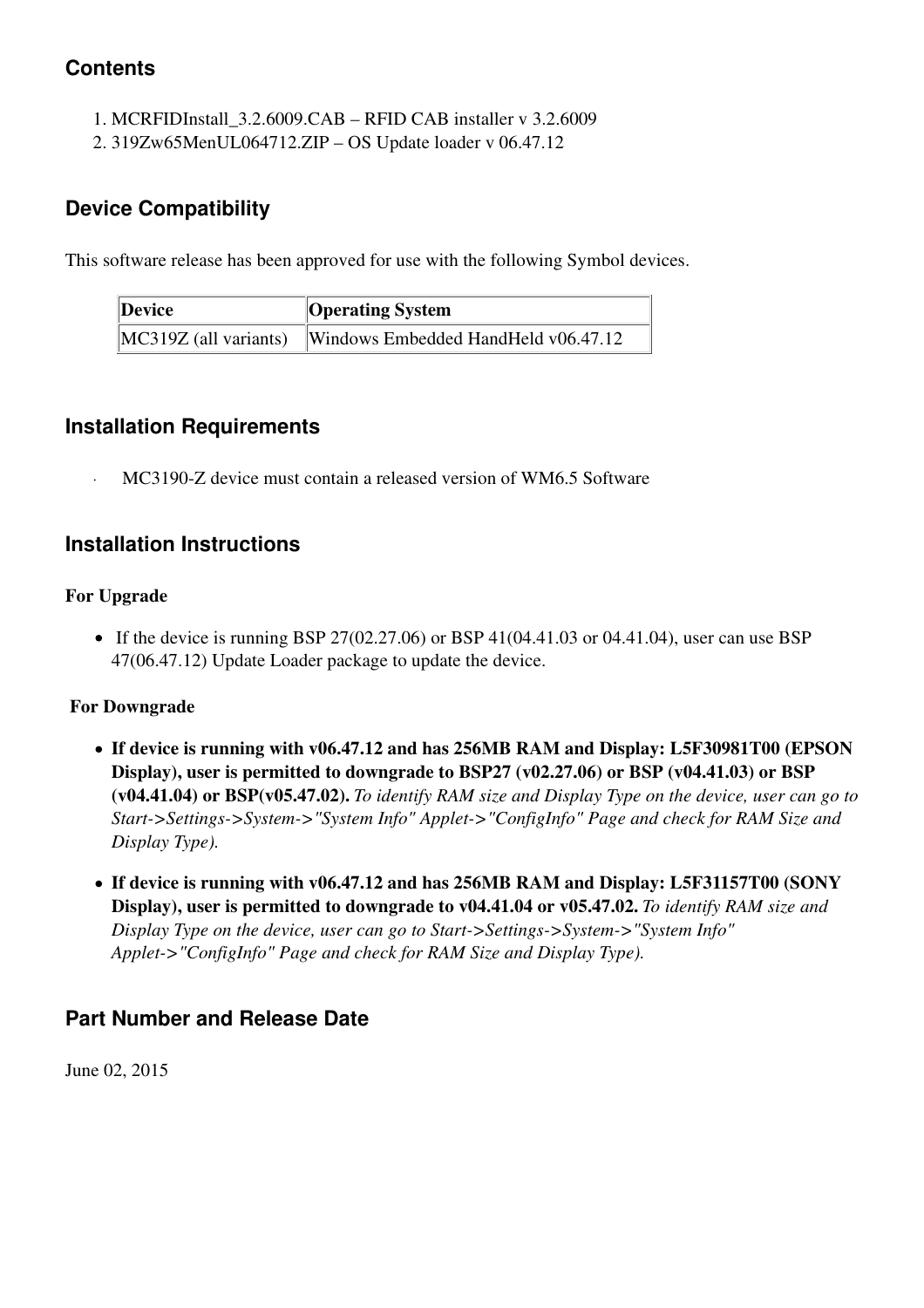## Contents

1. MCRFIDInstall_3.2.6009.CAB – RFID CAB installer v 3.2.6009
2. 319Zw65MenUL064712.ZIP – OS Update loader v 06.47.12

## Device Compatibility

This software release has been approved for use with the following Symbol devices.

| Device | Operating System |
| --- | --- |
| MC319Z (all variants) | Windows Embedded HandHeld v06.47.12 |

## Installation Requirements

- MC3190-Z device must contain a released version of WM6.5 Software

## Installation Instructions

**For Upgrade**

- If the device is running BSP 27(02.27.06) or BSP 41(04.41.03 or 04.41.04), user can use BSP 47(06.47.12) Update Loader package to update the device.

**For Downgrade**

- **If device is running with v06.47.12 and has 256MB RAM and Display: L5F30981T00 (EPSON Display), user is permitted to downgrade to BSP27 (v02.27.06) or BSP (v04.41.03) or BSP (v04.41.04) or BSP(v05.47.02).** *To identify RAM size and Display Type on the device, user can go to Start->Settings->System->"System Info" Applet->"ConfigInfo" Page and check for RAM Size and Display Type).*
- **If device is running with v06.47.12 and has 256MB RAM and Display: L5F31157T00 (SONY Display), user is permitted to downgrade to v04.41.04 or v05.47.02.** *To identify RAM size and Display Type on the device, user can go to Start->Settings->System->"System Info" Applet->"ConfigInfo" Page and check for RAM Size and Display Type).*

## Part Number and Release Date

June 02, 2015